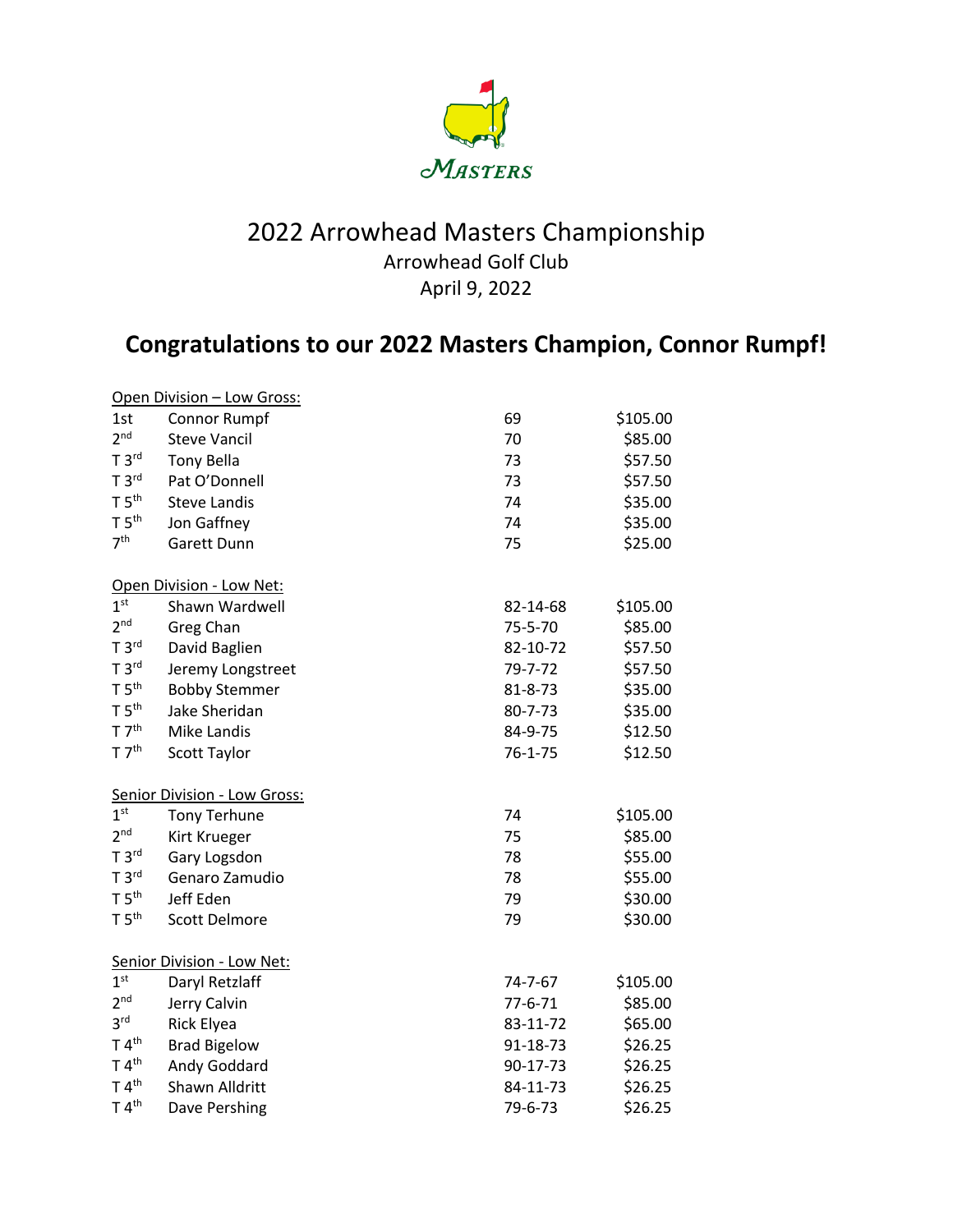# 2022 Arrowhead Masters Championship

Arrowhead Golf Club

April 9, 2022

## Congratulations to our 2022 Masters Champion, Connor Rumpf!

**Open Division – Low Gross:**

| Place | Name | Score | Prize |
|---|---|---|---|
| 1st | Connor Rumpf | 69 | $105.00 |
| 2nd | Steve Vancil | 70 | $85.00 |
| T 3rd | Tony Bella | 73 | $57.50 |
| T 3rd | Pat O'Donnell | 73 | $57.50 |
| T 5th | Steve Landis | 74 | $35.00 |
| T 5th | Jon Gaffney | 74 | $35.00 |
| 7th | Garett Dunn | 75 | $25.00 |

**Open Division - Low Net:**

| Place | Name | Score | Prize |
|---|---|---|---|
| 1st | Shawn Wardwell | 82-14-68 | $105.00 |
| 2nd | Greg Chan | 75-5-70 | $85.00 |
| T 3rd | David Baglien | 82-10-72 | $57.50 |
| T 3rd | Jeremy Longstreet | 79-7-72 | $57.50 |
| T 5th | Bobby Stemmer | 81-8-73 | $35.00 |
| T 5th | Jake Sheridan | 80-7-73 | $35.00 |
| T 7th | Mike Landis | 84-9-75 | $12.50 |
| T 7th | Scott Taylor | 76-1-75 | $12.50 |

**Senior Division - Low Gross:**

| Place | Name | Score | Prize |
|---|---|---|---|
| 1st | Tony Terhune | 74 | $105.00 |
| 2nd | Kirt Krueger | 75 | $85.00 |
| T 3rd | Gary Logsdon | 78 | $55.00 |
| T 3rd | Genaro Zamudio | 78 | $55.00 |
| T 5th | Jeff Eden | 79 | $30.00 |
| T 5th | Scott Delmore | 79 | $30.00 |

**Senior Division - Low Net:**

| Place | Name | Score | Prize |
|---|---|---|---|
| 1st | Daryl Retzlaff | 74-7-67 | $105.00 |
| 2nd | Jerry Calvin | 77-6-71 | $85.00 |
| 3rd | Rick Elyea | 83-11-72 | $65.00 |
| T 4th | Brad Bigelow | 91-18-73 | $26.25 |
| T 4th | Andy Goddard | 90-17-73 | $26.25 |
| T 4th | Shawn Alldritt | 84-11-73 | $26.25 |
| T 4th | Dave Pershing | 79-6-73 | $26.25 |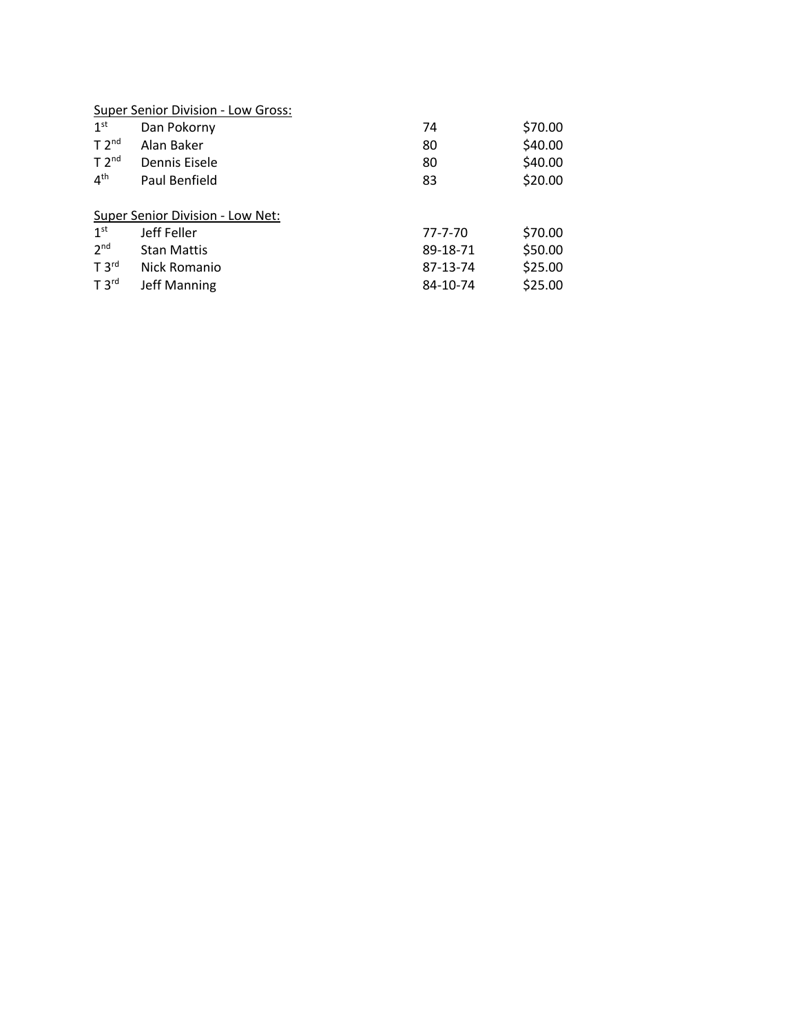Super Senior Division - Low Gross:

| | | | |
|---|---|---|---|
| 1st | Dan Pokorny | 74 | \$70.00 |
| T 2nd | Alan Baker | 80 | \$40.00 |
| T 2nd | Dennis Eisele | 80 | \$40.00 |
| 4th | Paul Benfield | 83 | \$20.00 |

Super Senior Division - Low Net:

| | | | |
|---|---|---|---|
| 1st | Jeff Feller | 77-7-70 | \$70.00 |
| 2nd | Stan Mattis | 89-18-71 | \$50.00 |
| T 3rd | Nick Romanio | 87-13-74 | \$25.00 |
| T 3rd | Jeff Manning | 84-10-74 | \$25.00 |